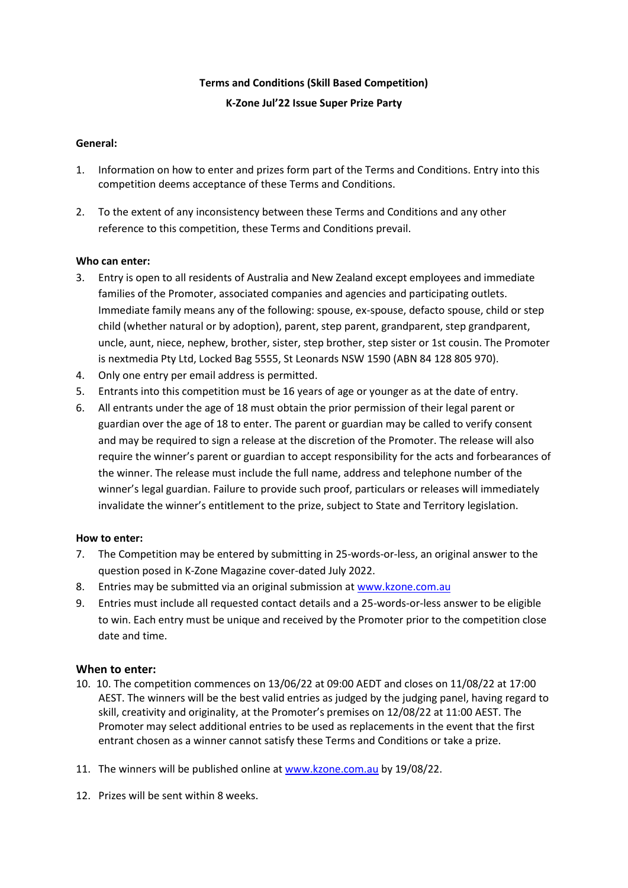**Terms and Conditions (Skill Based Competition)**

**K-Zone Jul'22 Issue Super Prize Party**

**General:**

1. Information on how to enter and prizes form part of the Terms and Conditions. Entry into this competition deems acceptance of these Terms and Conditions.

2. To the extent of any inconsistency between these Terms and Conditions and any other reference to this competition, these Terms and Conditions prevail.

**Who can enter:**

3. Entry is open to all residents of Australia and New Zealand except employees and immediate families of the Promoter, associated companies and agencies and participating outlets. Immediate family means any of the following: spouse, ex-spouse, defacto spouse, child or step child (whether natural or by adoption), parent, step parent, grandparent, step grandparent, uncle, aunt, niece, nephew, brother, sister, step brother, step sister or 1st cousin. The Promoter is nextmedia Pty Ltd, Locked Bag 5555, St Leonards NSW 1590 (ABN 84 128 805 970).
4. Only one entry per email address is permitted.
5. Entrants into this competition must be 16 years of age or younger as at the date of entry.
6. All entrants under the age of 18 must obtain the prior permission of their legal parent or guardian over the age of 18 to enter. The parent or guardian may be called to verify consent and may be required to sign a release at the discretion of the Promoter. The release will also require the winner's parent or guardian to accept responsibility for the acts and forbearances of the winner. The release must include the full name, address and telephone number of the winner's legal guardian. Failure to provide such proof, particulars or releases will immediately invalidate the winner's entitlement to the prize, subject to State and Territory legislation.

**How to enter:**

7. The Competition may be entered by submitting in 25-words-or-less, an original answer to the question posed in K-Zone Magazine cover-dated July 2022.
8. Entries may be submitted via an original submission at www.kzone.com.au
9. Entries must include all requested contact details and a 25-words-or-less answer to be eligible to win. Each entry must be unique and received by the Promoter prior to the competition close date and time.

**When to enter:**

10. 10. The competition commences on 13/06/22 at 09:00 AEDT and closes on 11/08/22 at 17:00 AEST. The winners will be the best valid entries as judged by the judging panel, having regard to skill, creativity and originality, at the Promoter's premises on 12/08/22 at 11:00 AEST. The Promoter may select additional entries to be used as replacements in the event that the first entrant chosen as a winner cannot satisfy these Terms and Conditions or take a prize.

11. The winners will be published online at www.kzone.com.au by 19/08/22.

12. Prizes will be sent within 8 weeks.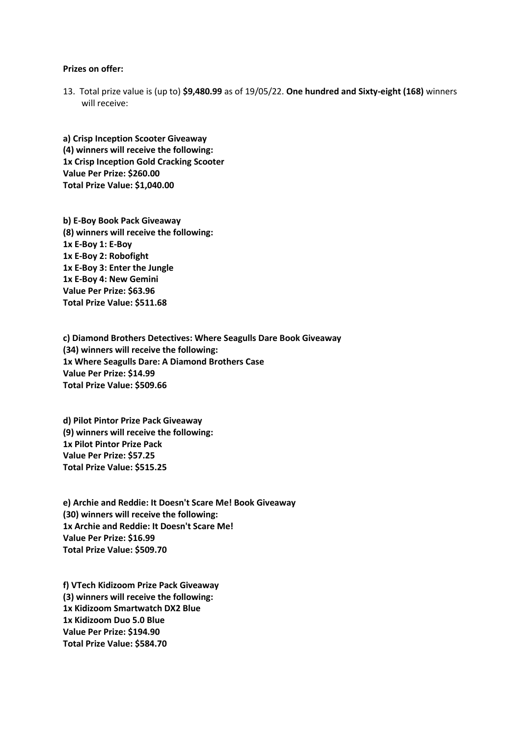**Prizes on offer:**

13. Total prize value is (up to) **$9,480.99** as of 19/05/22. **One hundred and Sixty-eight (168)** winners will receive:

**a) Crisp Inception Scooter Giveaway**
**(4) winners will receive the following:**
**1x Crisp Inception Gold Cracking Scooter**
**Value Per Prize: $260.00**
**Total Prize Value: $1,040.00**

**b) E-Boy Book Pack Giveaway**
**(8) winners will receive the following:**
**1x E-Boy 1: E-Boy**
**1x E-Boy 2: Robofight**
**1x E-Boy 3: Enter the Jungle**
**1x E-Boy 4: New Gemini**
**Value Per Prize: $63.96**
**Total Prize Value: $511.68**

**c) Diamond Brothers Detectives: Where Seagulls Dare Book Giveaway**
**(34) winners will receive the following:**
**1x Where Seagulls Dare: A Diamond Brothers Case**
**Value Per Prize: $14.99**
**Total Prize Value: $509.66**

**d) Pilot Pintor Prize Pack Giveaway**
**(9) winners will receive the following:**
**1x Pilot Pintor Prize Pack**
**Value Per Prize: $57.25**
**Total Prize Value: $515.25**

**e) Archie and Reddie: It Doesn't Scare Me! Book Giveaway**
**(30) winners will receive the following:**
**1x Archie and Reddie: It Doesn't Scare Me!**
**Value Per Prize: $16.99**
**Total Prize Value: $509.70**

**f) VTech Kidizoom Prize Pack Giveaway**
**(3) winners will receive the following:**
**1x Kidizoom Smartwatch DX2 Blue**
**1x Kidizoom Duo 5.0 Blue**
**Value Per Prize: $194.90**
**Total Prize Value: $584.70**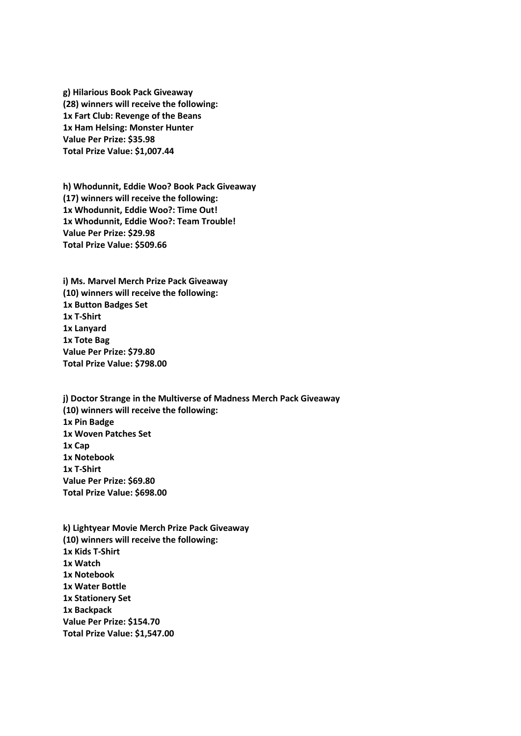**g) Hilarious Book Pack Giveaway**
**(28) winners will receive the following:**
**1x Fart Club: Revenge of the Beans**
**1x Ham Helsing: Monster Hunter**
**Value Per Prize: $35.98**
**Total Prize Value: $1,007.44**

**h) Whodunnit, Eddie Woo? Book Pack Giveaway**
**(17) winners will receive the following:**
**1x Whodunnit, Eddie Woo?: Time Out!**
**1x Whodunnit, Eddie Woo?: Team Trouble!**
**Value Per Prize: $29.98**
**Total Prize Value: $509.66**

**i) Ms. Marvel Merch Prize Pack Giveaway**
**(10) winners will receive the following:**
**1x Button Badges Set**
**1x T-Shirt**
**1x Lanyard**
**1x Tote Bag**
**Value Per Prize: $79.80**
**Total Prize Value: $798.00**

**j) Doctor Strange in the Multiverse of Madness Merch Pack Giveaway**
**(10) winners will receive the following:**
**1x Pin Badge**
**1x Woven Patches Set**
**1x Cap**
**1x Notebook**
**1x T-Shirt**
**Value Per Prize: $69.80**
**Total Prize Value: $698.00**

**k) Lightyear Movie Merch Prize Pack Giveaway**
**(10) winners will receive the following:**
**1x Kids T-Shirt**
**1x Watch**
**1x Notebook**
**1x Water Bottle**
**1x Stationery Set**
**1x Backpack**
**Value Per Prize: $154.70**
**Total Prize Value: $1,547.00**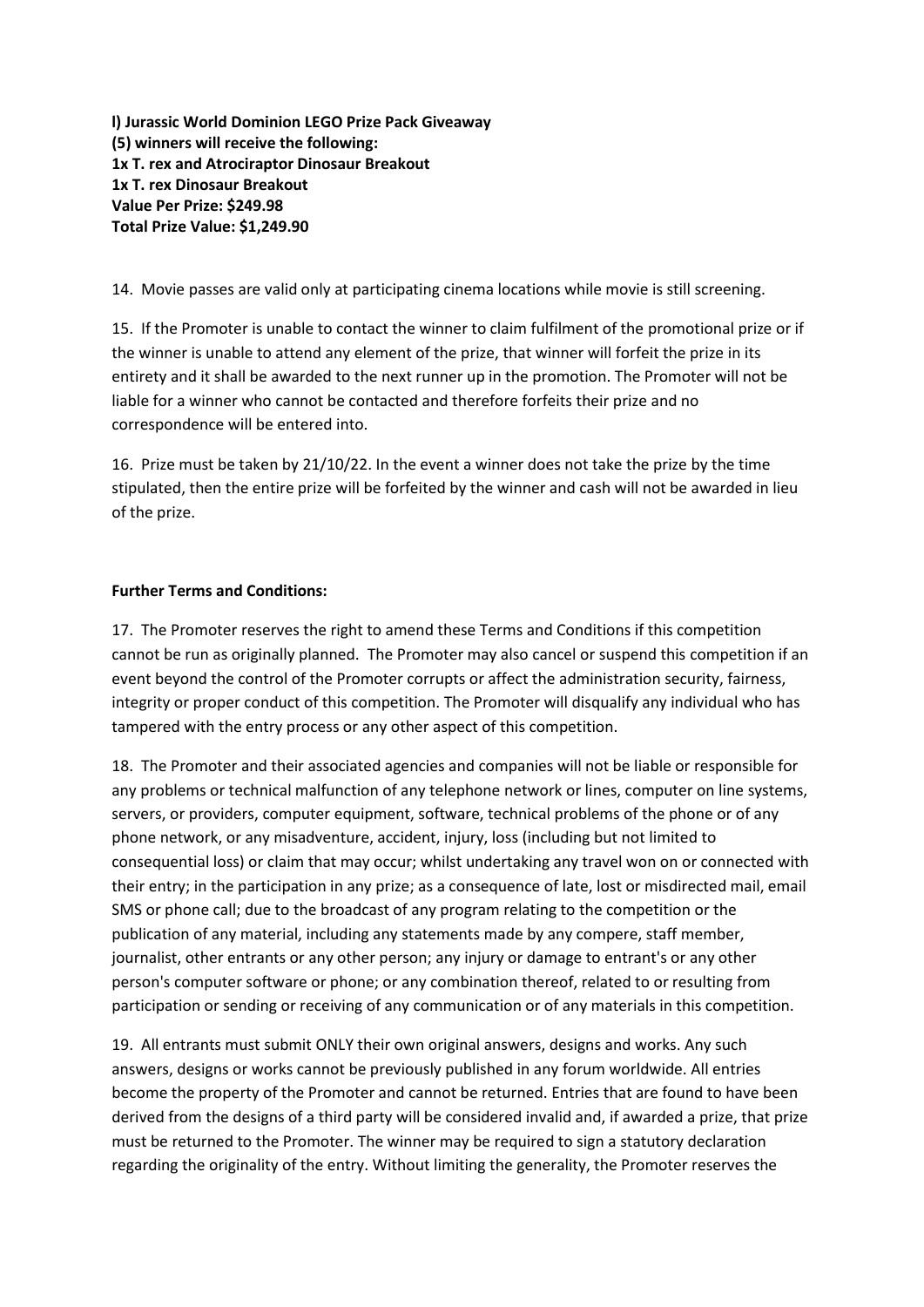**l) Jurassic World Dominion LEGO Prize Pack Giveaway**
**(5) winners will receive the following:**
**1x T. rex and Atrociraptor Dinosaur Breakout**
**1x T. rex Dinosaur Breakout**
**Value Per Prize: $249.98**
**Total Prize Value: $1,249.90**

14. Movie passes are valid only at participating cinema locations while movie is still screening.

15. If the Promoter is unable to contact the winner to claim fulfilment of the promotional prize or if the winner is unable to attend any element of the prize, that winner will forfeit the prize in its entirety and it shall be awarded to the next runner up in the promotion. The Promoter will not be liable for a winner who cannot be contacted and therefore forfeits their prize and no correspondence will be entered into.

16. Prize must be taken by 21/10/22. In the event a winner does not take the prize by the time stipulated, then the entire prize will be forfeited by the winner and cash will not be awarded in lieu of the prize.

**Further Terms and Conditions:**

17. The Promoter reserves the right to amend these Terms and Conditions if this competition cannot be run as originally planned. The Promoter may also cancel or suspend this competition if an event beyond the control of the Promoter corrupts or affect the administration security, fairness, integrity or proper conduct of this competition. The Promoter will disqualify any individual who has tampered with the entry process or any other aspect of this competition.

18. The Promoter and their associated agencies and companies will not be liable or responsible for any problems or technical malfunction of any telephone network or lines, computer on line systems, servers, or providers, computer equipment, software, technical problems of the phone or of any phone network, or any misadventure, accident, injury, loss (including but not limited to consequential loss) or claim that may occur; whilst undertaking any travel won on or connected with their entry; in the participation in any prize; as a consequence of late, lost or misdirected mail, email SMS or phone call; due to the broadcast of any program relating to the competition or the publication of any material, including any statements made by any compere, staff member, journalist, other entrants or any other person; any injury or damage to entrant's or any other person's computer software or phone; or any combination thereof, related to or resulting from participation or sending or receiving of any communication or of any materials in this competition.

19. All entrants must submit ONLY their own original answers, designs and works. Any such answers, designs or works cannot be previously published in any forum worldwide. All entries become the property of the Promoter and cannot be returned. Entries that are found to have been derived from the designs of a third party will be considered invalid and, if awarded a prize, that prize must be returned to the Promoter. The winner may be required to sign a statutory declaration regarding the originality of the entry. Without limiting the generality, the Promoter reserves the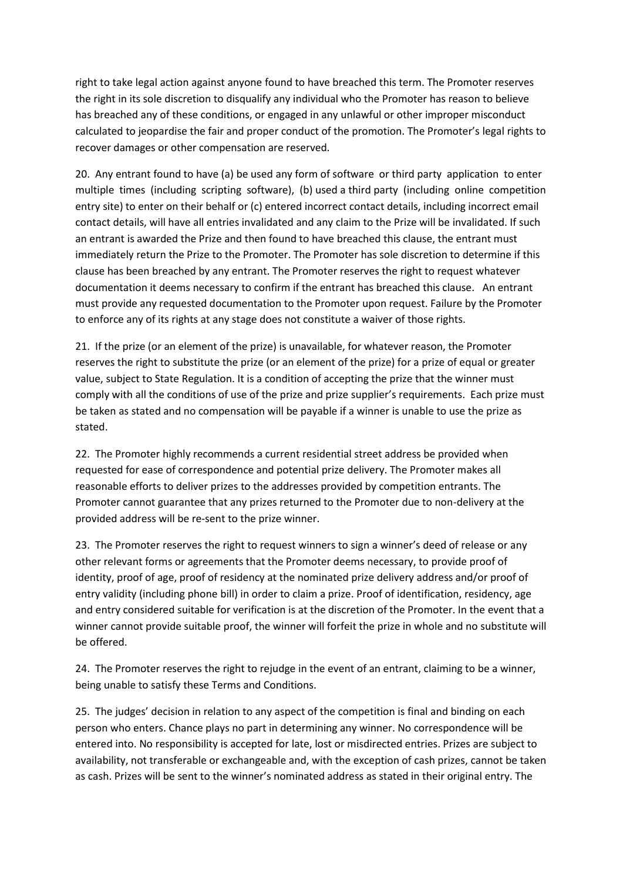right to take legal action against anyone found to have breached this term. The Promoter reserves the right in its sole discretion to disqualify any individual who the Promoter has reason to believe has breached any of these conditions, or engaged in any unlawful or other improper misconduct calculated to jeopardise the fair and proper conduct of the promotion. The Promoter's legal rights to recover damages or other compensation are reserved.

20. Any entrant found to have (a) be used any form of software or third party application to enter multiple times (including scripting software), (b) used a third party (including online competition entry site) to enter on their behalf or (c) entered incorrect contact details, including incorrect email contact details, will have all entries invalidated and any claim to the Prize will be invalidated. If such an entrant is awarded the Prize and then found to have breached this clause, the entrant must immediately return the Prize to the Promoter. The Promoter has sole discretion to determine if this clause has been breached by any entrant. The Promoter reserves the right to request whatever documentation it deems necessary to confirm if the entrant has breached this clause. An entrant must provide any requested documentation to the Promoter upon request. Failure by the Promoter to enforce any of its rights at any stage does not constitute a waiver of those rights.

21. If the prize (or an element of the prize) is unavailable, for whatever reason, the Promoter reserves the right to substitute the prize (or an element of the prize) for a prize of equal or greater value, subject to State Regulation. It is a condition of accepting the prize that the winner must comply with all the conditions of use of the prize and prize supplier's requirements. Each prize must be taken as stated and no compensation will be payable if a winner is unable to use the prize as stated.

22. The Promoter highly recommends a current residential street address be provided when requested for ease of correspondence and potential prize delivery. The Promoter makes all reasonable efforts to deliver prizes to the addresses provided by competition entrants. The Promoter cannot guarantee that any prizes returned to the Promoter due to non-delivery at the provided address will be re-sent to the prize winner.

23. The Promoter reserves the right to request winners to sign a winner's deed of release or any other relevant forms or agreements that the Promoter deems necessary, to provide proof of identity, proof of age, proof of residency at the nominated prize delivery address and/or proof of entry validity (including phone bill) in order to claim a prize. Proof of identification, residency, age and entry considered suitable for verification is at the discretion of the Promoter. In the event that a winner cannot provide suitable proof, the winner will forfeit the prize in whole and no substitute will be offered.

24. The Promoter reserves the right to rejudge in the event of an entrant, claiming to be a winner, being unable to satisfy these Terms and Conditions.

25. The judges' decision in relation to any aspect of the competition is final and binding on each person who enters. Chance plays no part in determining any winner. No correspondence will be entered into. No responsibility is accepted for late, lost or misdirected entries. Prizes are subject to availability, not transferable or exchangeable and, with the exception of cash prizes, cannot be taken as cash. Prizes will be sent to the winner's nominated address as stated in their original entry. The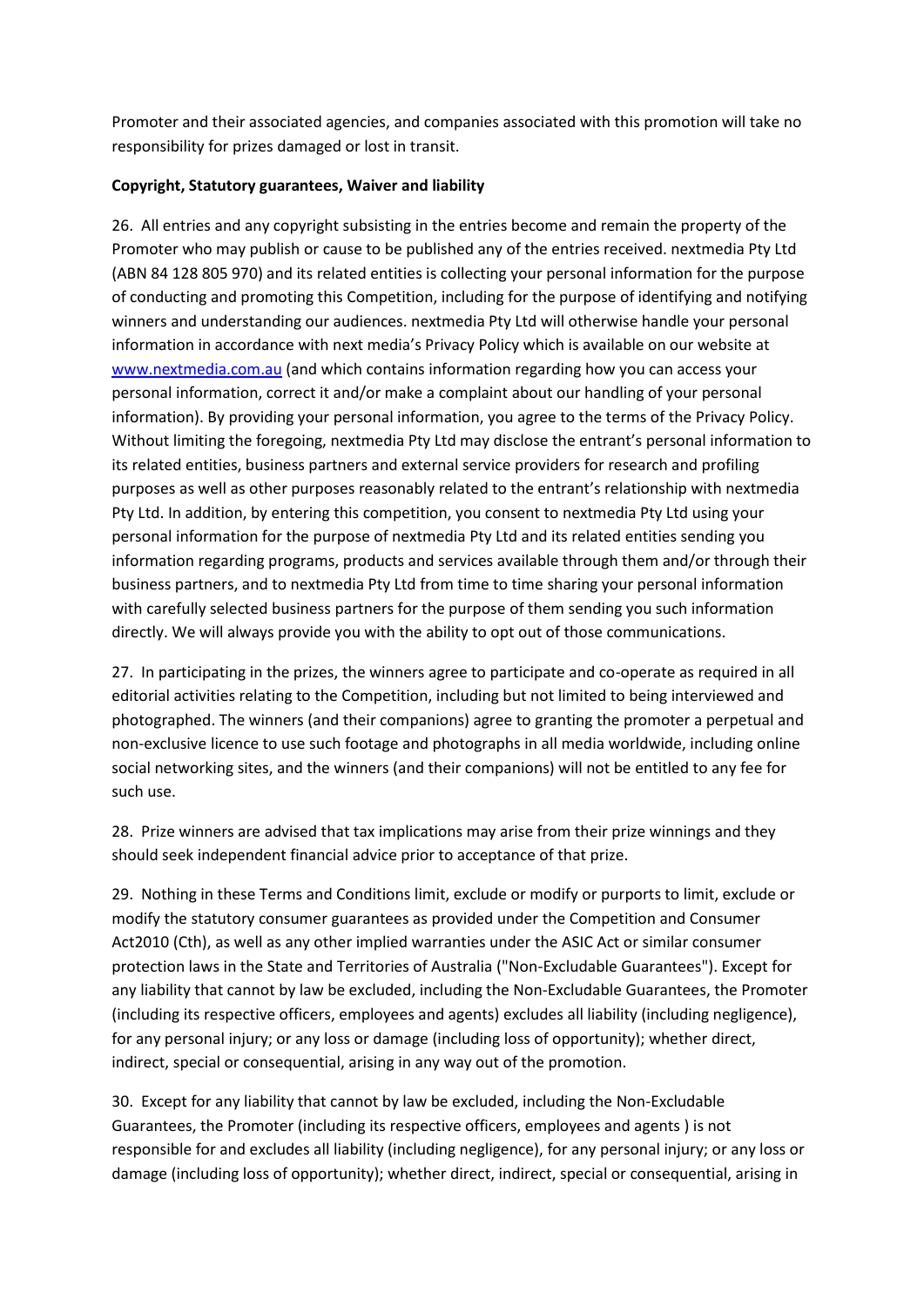Promoter and their associated agencies, and companies associated with this promotion will take no responsibility for prizes damaged or lost in transit.

**Copyright, Statutory guarantees, Waiver and liability**

26. All entries and any copyright subsisting in the entries become and remain the property of the Promoter who may publish or cause to be published any of the entries received. nextmedia Pty Ltd (ABN 84 128 805 970) and its related entities is collecting your personal information for the purpose of conducting and promoting this Competition, including for the purpose of identifying and notifying winners and understanding our audiences. nextmedia Pty Ltd will otherwise handle your personal information in accordance with next media's Privacy Policy which is available on our website at [www.nextmedia.com.au](www.nextmedia.com.au) (and which contains information regarding how you can access your personal information, correct it and/or make a complaint about our handling of your personal information). By providing your personal information, you agree to the terms of the Privacy Policy. Without limiting the foregoing, nextmedia Pty Ltd may disclose the entrant's personal information to its related entities, business partners and external service providers for research and profiling purposes as well as other purposes reasonably related to the entrant's relationship with nextmedia Pty Ltd. In addition, by entering this competition, you consent to nextmedia Pty Ltd using your personal information for the purpose of nextmedia Pty Ltd and its related entities sending you information regarding programs, products and services available through them and/or through their business partners, and to nextmedia Pty Ltd from time to time sharing your personal information with carefully selected business partners for the purpose of them sending you such information directly. We will always provide you with the ability to opt out of those communications.

27. In participating in the prizes, the winners agree to participate and co-operate as required in all editorial activities relating to the Competition, including but not limited to being interviewed and photographed. The winners (and their companions) agree to granting the promoter a perpetual and non-exclusive licence to use such footage and photographs in all media worldwide, including online social networking sites, and the winners (and their companions) will not be entitled to any fee for such use.

28. Prize winners are advised that tax implications may arise from their prize winnings and they should seek independent financial advice prior to acceptance of that prize.

29. Nothing in these Terms and Conditions limit, exclude or modify or purports to limit, exclude or modify the statutory consumer guarantees as provided under the Competition and Consumer Act2010 (Cth), as well as any other implied warranties under the ASIC Act or similar consumer protection laws in the State and Territories of Australia ("Non-Excludable Guarantees"). Except for any liability that cannot by law be excluded, including the Non-Excludable Guarantees, the Promoter (including its respective officers, employees and agents) excludes all liability (including negligence), for any personal injury; or any loss or damage (including loss of opportunity); whether direct, indirect, special or consequential, arising in any way out of the promotion.

30. Except for any liability that cannot by law be excluded, including the Non-Excludable Guarantees, the Promoter (including its respective officers, employees and agents ) is not responsible for and excludes all liability (including negligence), for any personal injury; or any loss or damage (including loss of opportunity); whether direct, indirect, special or consequential, arising in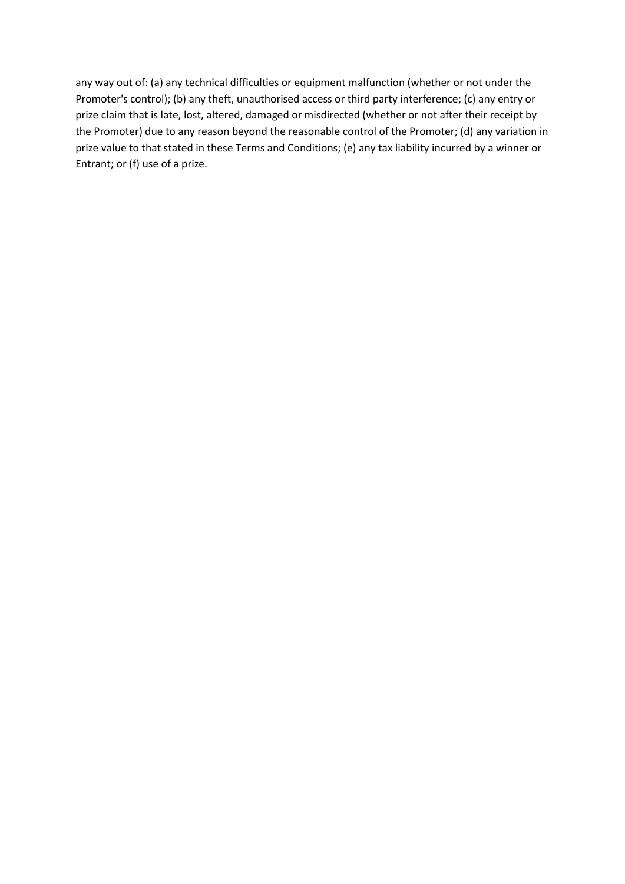any way out of: (a) any technical difficulties or equipment malfunction (whether or not under the Promoter's control); (b) any theft, unauthorised access or third party interference; (c) any entry or prize claim that is late, lost, altered, damaged or misdirected (whether or not after their receipt by the Promoter) due to any reason beyond the reasonable control of the Promoter; (d) any variation in prize value to that stated in these Terms and Conditions; (e) any tax liability incurred by a winner or Entrant; or (f) use of a prize.